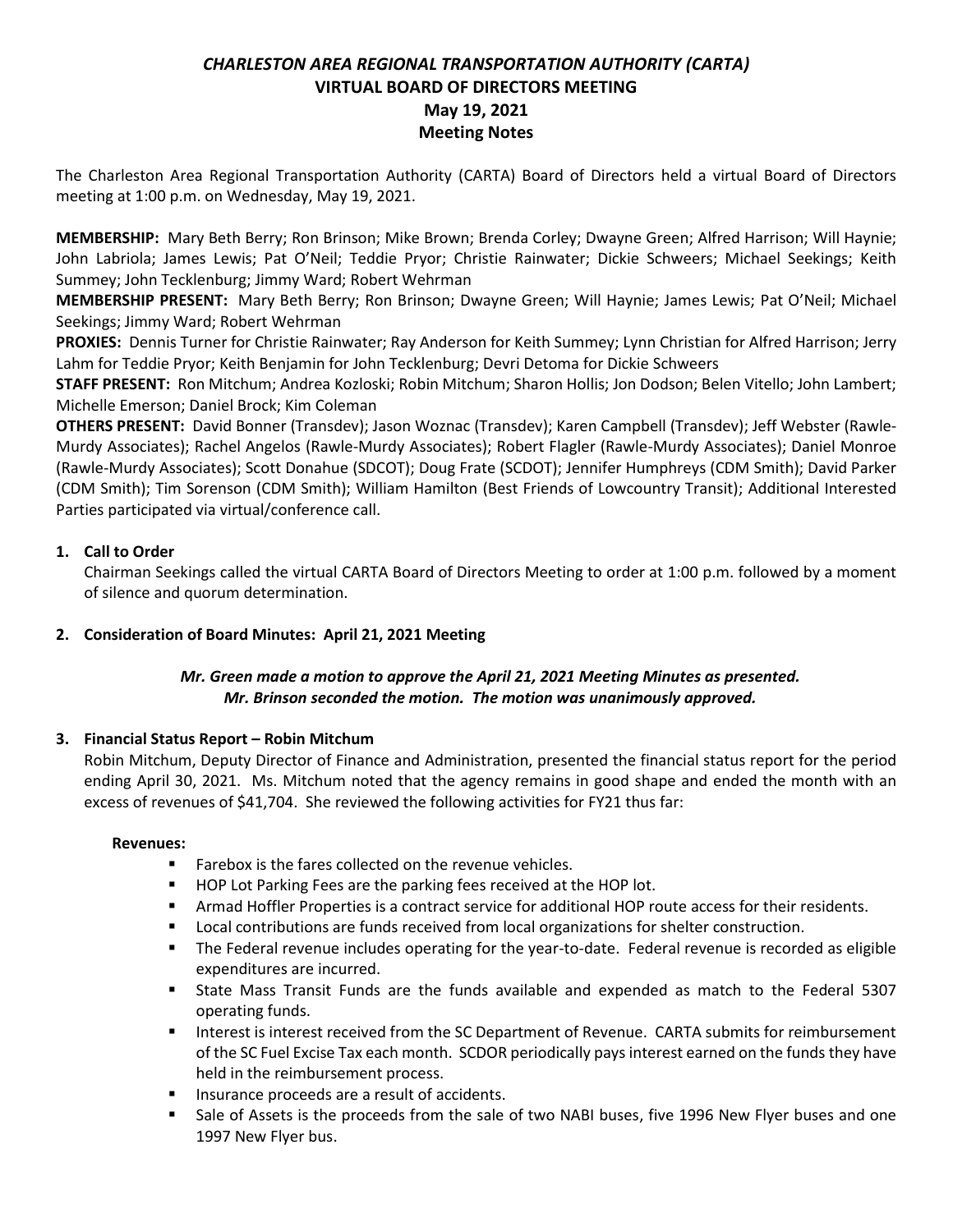# *CHARLESTON AREA REGIONAL TRANSPORTATION AUTHORITY (CARTA)*
## VIRTUAL BOARD OF DIRECTORS MEETING
## May 19, 2021
## Meeting Notes

The Charleston Area Regional Transportation Authority (CARTA) Board of Directors held a virtual Board of Directors meeting at 1:00 p.m. on Wednesday, May 19, 2021.

**MEMBERSHIP:** Mary Beth Berry; Ron Brinson; Mike Brown; Brenda Corley; Dwayne Green; Alfred Harrison; Will Haynie; John Labriola; James Lewis; Pat O'Neil; Teddie Pryor; Christie Rainwater; Dickie Schweers; Michael Seekings; Keith Summey; John Tecklenburg; Jimmy Ward; Robert Wehrman

**MEMBERSHIP PRESENT:** Mary Beth Berry; Ron Brinson; Dwayne Green; Will Haynie; James Lewis; Pat O'Neil; Michael Seekings; Jimmy Ward; Robert Wehrman

**PROXIES:** Dennis Turner for Christie Rainwater; Ray Anderson for Keith Summey; Lynn Christian for Alfred Harrison; Jerry Lahm for Teddie Pryor; Keith Benjamin for John Tecklenburg; Devri Detoma for Dickie Schweers

**STAFF PRESENT:** Ron Mitchum; Andrea Kozloski; Robin Mitchum; Sharon Hollis; Jon Dodson; Belen Vitello; John Lambert; Michelle Emerson; Daniel Brock; Kim Coleman

**OTHERS PRESENT:** David Bonner (Transdev); Jason Woznac (Transdev); Karen Campbell (Transdev); Jeff Webster (Rawle-Murdy Associates); Rachel Angelos (Rawle-Murdy Associates); Robert Flagler (Rawle-Murdy Associates); Daniel Monroe (Rawle-Murdy Associates); Scott Donahue (SDCOT); Doug Frate (SCDOT); Jennifer Humphreys (CDM Smith); David Parker (CDM Smith); Tim Sorenson (CDM Smith); William Hamilton (Best Friends of Lowcountry Transit); Additional Interested Parties participated via virtual/conference call.

1. **Call to Order**

   Chairman Seekings called the virtual CARTA Board of Directors Meeting to order at 1:00 p.m. followed by a moment of silence and quorum determination.

2. **Consideration of Board Minutes: April 21, 2021 Meeting**

   ***Mr. Green made a motion to approve the April 21, 2021 Meeting Minutes as presented. Mr. Brinson seconded the motion. The motion was unanimously approved.***

3. **Financial Status Report – Robin Mitchum**

   Robin Mitchum, Deputy Director of Finance and Administration, presented the financial status report for the period ending April 30, 2021. Ms. Mitchum noted that the agency remains in good shape and ended the month with an excess of revenues of $41,704. She reviewed the following activities for FY21 thus far:

   **Revenues:**

   - Farebox is the fares collected on the revenue vehicles.
   - HOP Lot Parking Fees are the parking fees received at the HOP lot.
   - Armad Hoffler Properties is a contract service for additional HOP route access for their residents.
   - Local contributions are funds received from local organizations for shelter construction.
   - The Federal revenue includes operating for the year-to-date. Federal revenue is recorded as eligible expenditures are incurred.
   - State Mass Transit Funds are the funds available and expended as match to the Federal 5307 operating funds.
   - Interest is interest received from the SC Department of Revenue. CARTA submits for reimbursement of the SC Fuel Excise Tax each month. SCDOR periodically pays interest earned on the funds they have held in the reimbursement process.
   - Insurance proceeds are a result of accidents.
   - Sale of Assets is the proceeds from the sale of two NABI buses, five 1996 New Flyer buses and one 1997 New Flyer bus.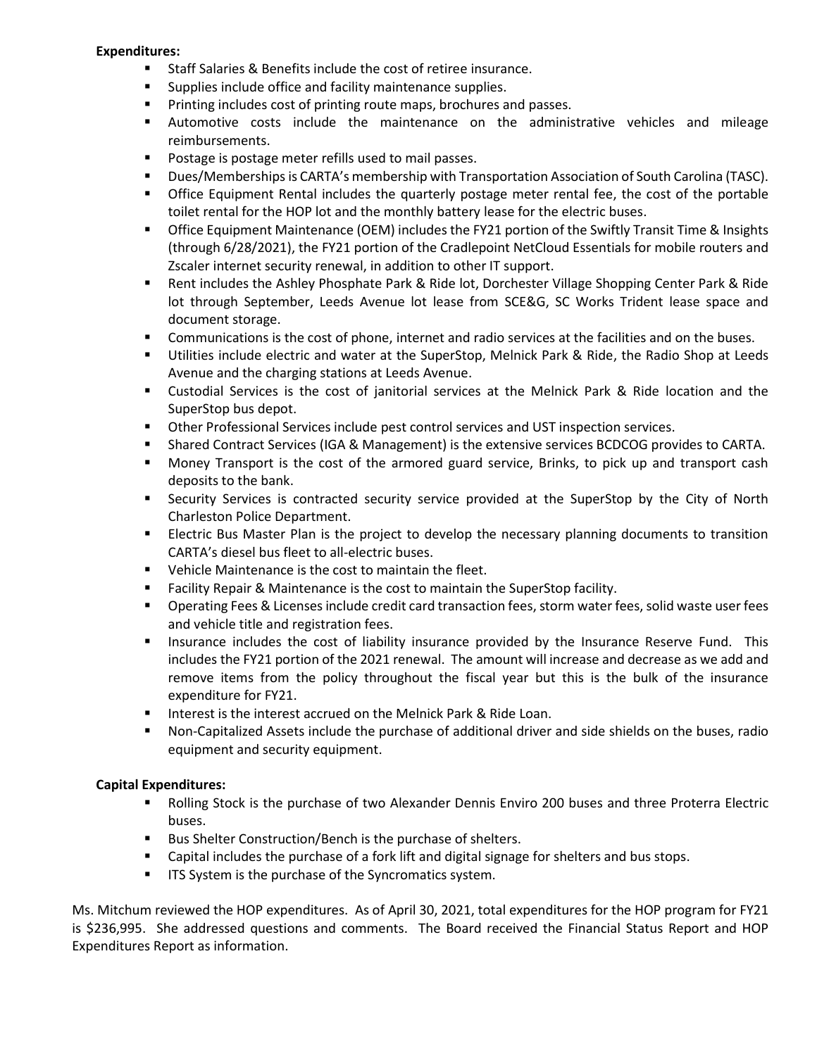**Expenditures:**

- Staff Salaries & Benefits include the cost of retiree insurance.
- Supplies include office and facility maintenance supplies.
- Printing includes cost of printing route maps, brochures and passes.
- Automotive costs include the maintenance on the administrative vehicles and mileage reimbursements.
- Postage is postage meter refills used to mail passes.
- Dues/Memberships is CARTA's membership with Transportation Association of South Carolina (TASC).
- Office Equipment Rental includes the quarterly postage meter rental fee, the cost of the portable toilet rental for the HOP lot and the monthly battery lease for the electric buses.
- Office Equipment Maintenance (OEM) includes the FY21 portion of the Swiftly Transit Time & Insights (through 6/28/2021), the FY21 portion of the Cradlepoint NetCloud Essentials for mobile routers and Zscaler internet security renewal, in addition to other IT support.
- Rent includes the Ashley Phosphate Park & Ride lot, Dorchester Village Shopping Center Park & Ride lot through September, Leeds Avenue lot lease from SCE&G, SC Works Trident lease space and document storage.
- Communications is the cost of phone, internet and radio services at the facilities and on the buses.
- Utilities include electric and water at the SuperStop, Melnick Park & Ride, the Radio Shop at Leeds Avenue and the charging stations at Leeds Avenue.
- Custodial Services is the cost of janitorial services at the Melnick Park & Ride location and the SuperStop bus depot.
- Other Professional Services include pest control services and UST inspection services.
- Shared Contract Services (IGA & Management) is the extensive services BCDCOG provides to CARTA.
- Money Transport is the cost of the armored guard service, Brinks, to pick up and transport cash deposits to the bank.
- Security Services is contracted security service provided at the SuperStop by the City of North Charleston Police Department.
- Electric Bus Master Plan is the project to develop the necessary planning documents to transition CARTA's diesel bus fleet to all-electric buses.
- Vehicle Maintenance is the cost to maintain the fleet.
- Facility Repair & Maintenance is the cost to maintain the SuperStop facility.
- Operating Fees & Licenses include credit card transaction fees, storm water fees, solid waste user fees and vehicle title and registration fees.
- Insurance includes the cost of liability insurance provided by the Insurance Reserve Fund. This includes the FY21 portion of the 2021 renewal. The amount will increase and decrease as we add and remove items from the policy throughout the fiscal year but this is the bulk of the insurance expenditure for FY21.
- Interest is the interest accrued on the Melnick Park & Ride Loan.
- Non-Capitalized Assets include the purchase of additional driver and side shields on the buses, radio equipment and security equipment.

**Capital Expenditures:**

- Rolling Stock is the purchase of two Alexander Dennis Enviro 200 buses and three Proterra Electric buses.
- Bus Shelter Construction/Bench is the purchase of shelters.
- Capital includes the purchase of a fork lift and digital signage for shelters and bus stops.
- ITS System is the purchase of the Syncromatics system.

Ms. Mitchum reviewed the HOP expenditures. As of April 30, 2021, total expenditures for the HOP program for FY21 is $236,995. She addressed questions and comments. The Board received the Financial Status Report and HOP Expenditures Report as information.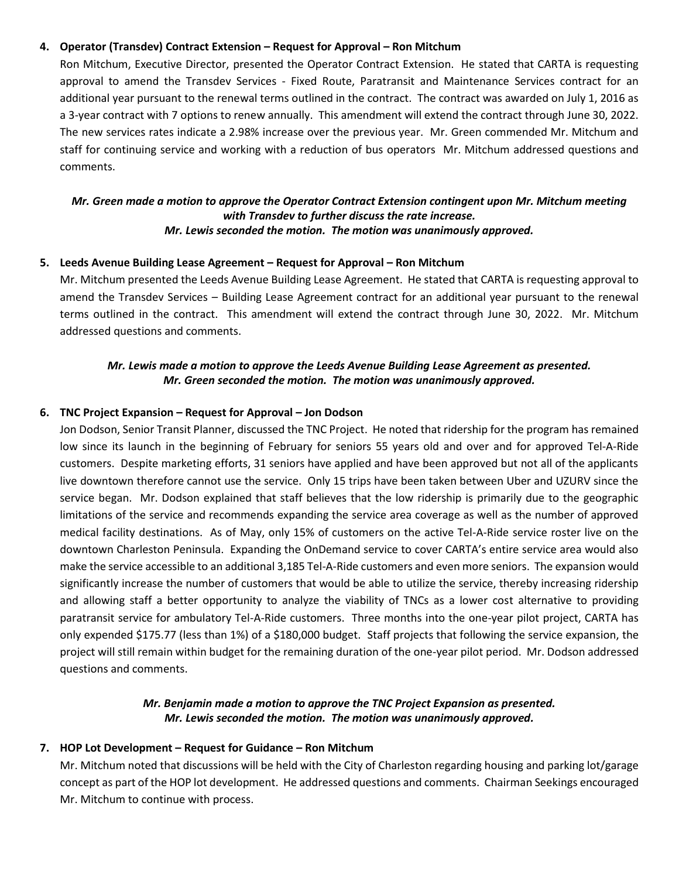4. **Operator (Transdev) Contract Extension – Request for Approval – Ron Mitchum**

   Ron Mitchum, Executive Director, presented the Operator Contract Extension. He stated that CARTA is requesting approval to amend the Transdev Services - Fixed Route, Paratransit and Maintenance Services contract for an additional year pursuant to the renewal terms outlined in the contract. The contract was awarded on July 1, 2016 as a 3-year contract with 7 options to renew annually. This amendment will extend the contract through June 30, 2022. The new services rates indicate a 2.98% increase over the previous year. Mr. Green commended Mr. Mitchum and staff for continuing service and working with a reduction of bus operators Mr. Mitchum addressed questions and comments.

   ***Mr. Green made a motion to approve the Operator Contract Extension contingent upon Mr. Mitchum meeting with Transdev to further discuss the rate increase.***
   ***Mr. Lewis seconded the motion. The motion was unanimously approved.***

5. **Leeds Avenue Building Lease Agreement – Request for Approval – Ron Mitchum**

   Mr. Mitchum presented the Leeds Avenue Building Lease Agreement. He stated that CARTA is requesting approval to amend the Transdev Services – Building Lease Agreement contract for an additional year pursuant to the renewal terms outlined in the contract. This amendment will extend the contract through June 30, 2022. Mr. Mitchum addressed questions and comments.

   ***Mr. Lewis made a motion to approve the Leeds Avenue Building Lease Agreement as presented.***
   ***Mr. Green seconded the motion. The motion was unanimously approved.***

6. **TNC Project Expansion – Request for Approval – Jon Dodson**

   Jon Dodson, Senior Transit Planner, discussed the TNC Project. He noted that ridership for the program has remained low since its launch in the beginning of February for seniors 55 years old and over and for approved Tel-A-Ride customers. Despite marketing efforts, 31 seniors have applied and have been approved but not all of the applicants live downtown therefore cannot use the service. Only 15 trips have been taken between Uber and UZURV since the service began. Mr. Dodson explained that staff believes that the low ridership is primarily due to the geographic limitations of the service and recommends expanding the service area coverage as well as the number of approved medical facility destinations. As of May, only 15% of customers on the active Tel-A-Ride service roster live on the downtown Charleston Peninsula. Expanding the OnDemand service to cover CARTA's entire service area would also make the service accessible to an additional 3,185 Tel-A-Ride customers and even more seniors. The expansion would significantly increase the number of customers that would be able to utilize the service, thereby increasing ridership and allowing staff a better opportunity to analyze the viability of TNCs as a lower cost alternative to providing paratransit service for ambulatory Tel-A-Ride customers. Three months into the one-year pilot project, CARTA has only expended $175.77 (less than 1%) of a $180,000 budget. Staff projects that following the service expansion, the project will still remain within budget for the remaining duration of the one-year pilot period. Mr. Dodson addressed questions and comments.

   ***Mr. Benjamin made a motion to approve the TNC Project Expansion as presented.***
   ***Mr. Lewis seconded the motion. The motion was unanimously approved.***

7. **HOP Lot Development – Request for Guidance – Ron Mitchum**

   Mr. Mitchum noted that discussions will be held with the City of Charleston regarding housing and parking lot/garage concept as part of the HOP lot development. He addressed questions and comments. Chairman Seekings encouraged Mr. Mitchum to continue with process.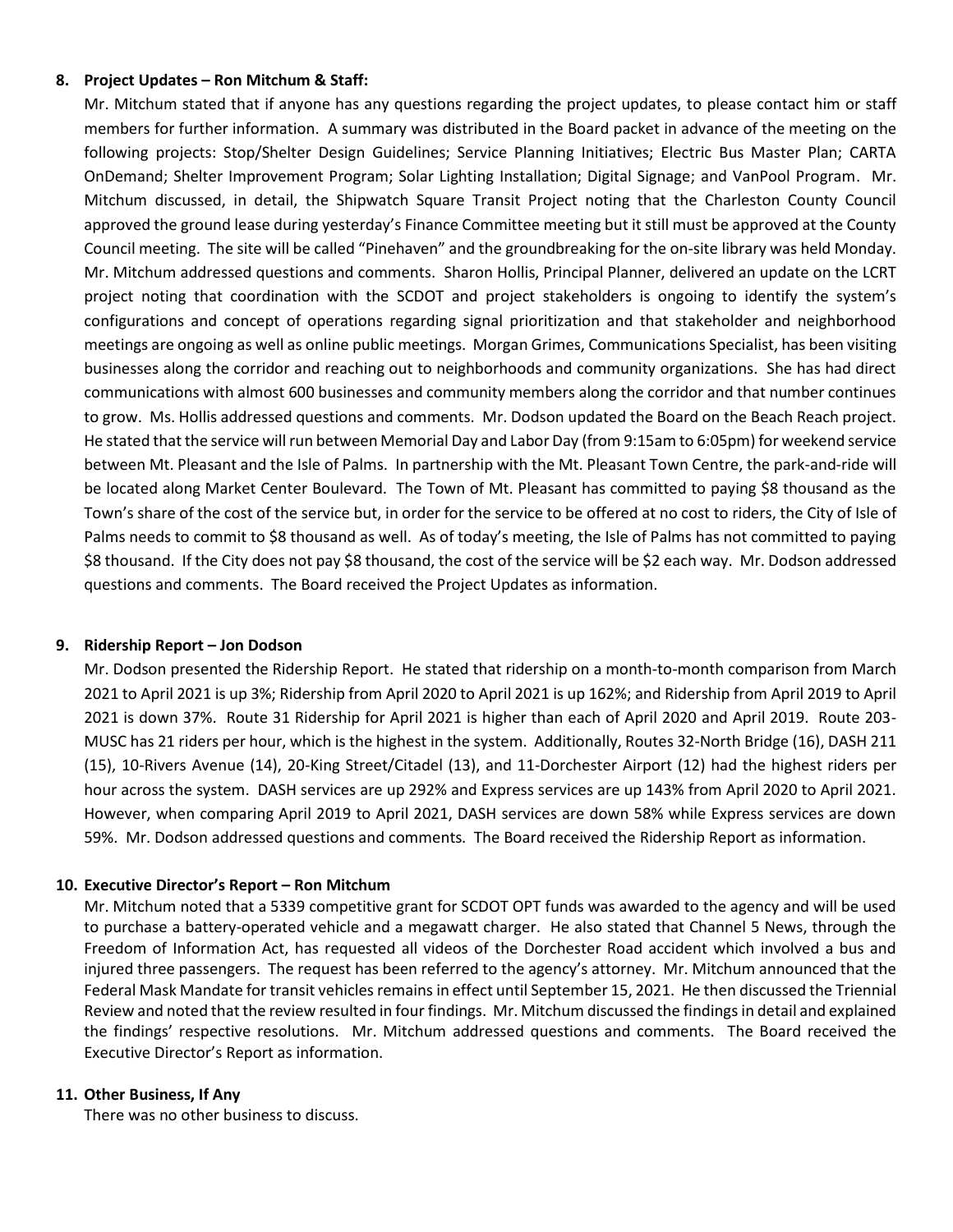**8. Project Updates – Ron Mitchum & Staff:**

Mr. Mitchum stated that if anyone has any questions regarding the project updates, to please contact him or staff members for further information. A summary was distributed in the Board packet in advance of the meeting on the following projects: Stop/Shelter Design Guidelines; Service Planning Initiatives; Electric Bus Master Plan; CARTA OnDemand; Shelter Improvement Program; Solar Lighting Installation; Digital Signage; and VanPool Program. Mr. Mitchum discussed, in detail, the Shipwatch Square Transit Project noting that the Charleston County Council approved the ground lease during yesterday's Finance Committee meeting but it still must be approved at the County Council meeting. The site will be called "Pinehaven" and the groundbreaking for the on-site library was held Monday. Mr. Mitchum addressed questions and comments. Sharon Hollis, Principal Planner, delivered an update on the LCRT project noting that coordination with the SCDOT and project stakeholders is ongoing to identify the system's configurations and concept of operations regarding signal prioritization and that stakeholder and neighborhood meetings are ongoing as well as online public meetings. Morgan Grimes, Communications Specialist, has been visiting businesses along the corridor and reaching out to neighborhoods and community organizations. She has had direct communications with almost 600 businesses and community members along the corridor and that number continues to grow. Ms. Hollis addressed questions and comments. Mr. Dodson updated the Board on the Beach Reach project. He stated that the service will run between Memorial Day and Labor Day (from 9:15am to 6:05pm) for weekend service between Mt. Pleasant and the Isle of Palms. In partnership with the Mt. Pleasant Town Centre, the park-and-ride will be located along Market Center Boulevard. The Town of Mt. Pleasant has committed to paying $8 thousand as the Town's share of the cost of the service but, in order for the service to be offered at no cost to riders, the City of Isle of Palms needs to commit to $8 thousand as well. As of today's meeting, the Isle of Palms has not committed to paying $8 thousand. If the City does not pay $8 thousand, the cost of the service will be $2 each way. Mr. Dodson addressed questions and comments. The Board received the Project Updates as information.

**9. Ridership Report – Jon Dodson**

Mr. Dodson presented the Ridership Report. He stated that ridership on a month-to-month comparison from March 2021 to April 2021 is up 3%; Ridership from April 2020 to April 2021 is up 162%; and Ridership from April 2019 to April 2021 is down 37%. Route 31 Ridership for April 2021 is higher than each of April 2020 and April 2019. Route 203-MUSC has 21 riders per hour, which is the highest in the system. Additionally, Routes 32-North Bridge (16), DASH 211 (15), 10-Rivers Avenue (14), 20-King Street/Citadel (13), and 11-Dorchester Airport (12) had the highest riders per hour across the system. DASH services are up 292% and Express services are up 143% from April 2020 to April 2021. However, when comparing April 2019 to April 2021, DASH services are down 58% while Express services are down 59%. Mr. Dodson addressed questions and comments. The Board received the Ridership Report as information.

**10. Executive Director's Report – Ron Mitchum**

Mr. Mitchum noted that a 5339 competitive grant for SCDOT OPT funds was awarded to the agency and will be used to purchase a battery-operated vehicle and a megawatt charger. He also stated that Channel 5 News, through the Freedom of Information Act, has requested all videos of the Dorchester Road accident which involved a bus and injured three passengers. The request has been referred to the agency's attorney. Mr. Mitchum announced that the Federal Mask Mandate for transit vehicles remains in effect until September 15, 2021. He then discussed the Triennial Review and noted that the review resulted in four findings. Mr. Mitchum discussed the findings in detail and explained the findings' respective resolutions. Mr. Mitchum addressed questions and comments. The Board received the Executive Director's Report as information.

**11. Other Business, If Any**

There was no other business to discuss.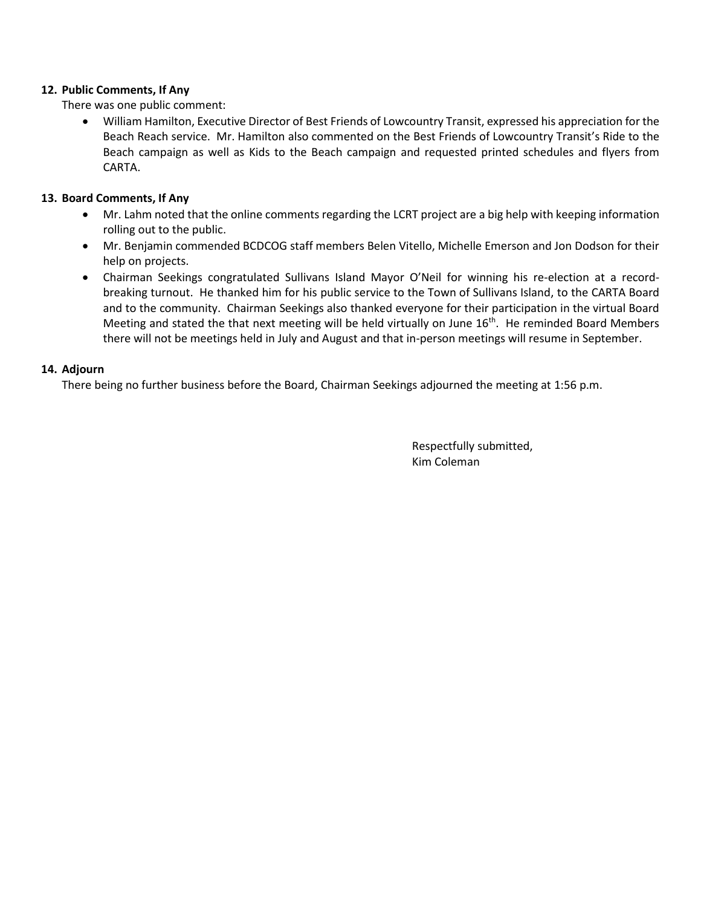**12. Public Comments, If Any**

There was one public comment:

- William Hamilton, Executive Director of Best Friends of Lowcountry Transit, expressed his appreciation for the Beach Reach service. Mr. Hamilton also commented on the Best Friends of Lowcountry Transit's Ride to the Beach campaign as well as Kids to the Beach campaign and requested printed schedules and flyers from CARTA.

**13. Board Comments, If Any**

- Mr. Lahm noted that the online comments regarding the LCRT project are a big help with keeping information rolling out to the public.
- Mr. Benjamin commended BCDCOG staff members Belen Vitello, Michelle Emerson and Jon Dodson for their help on projects.
- Chairman Seekings congratulated Sullivans Island Mayor O'Neil for winning his re-election at a record-breaking turnout. He thanked him for his public service to the Town of Sullivans Island, to the CARTA Board and to the community. Chairman Seekings also thanked everyone for their participation in the virtual Board Meeting and stated the that next meeting will be held virtually on June 16th. He reminded Board Members there will not be meetings held in July and August and that in-person meetings will resume in September.

**14. Adjourn**

There being no further business before the Board, Chairman Seekings adjourned the meeting at 1:56 p.m.

Respectfully submitted,
Kim Coleman